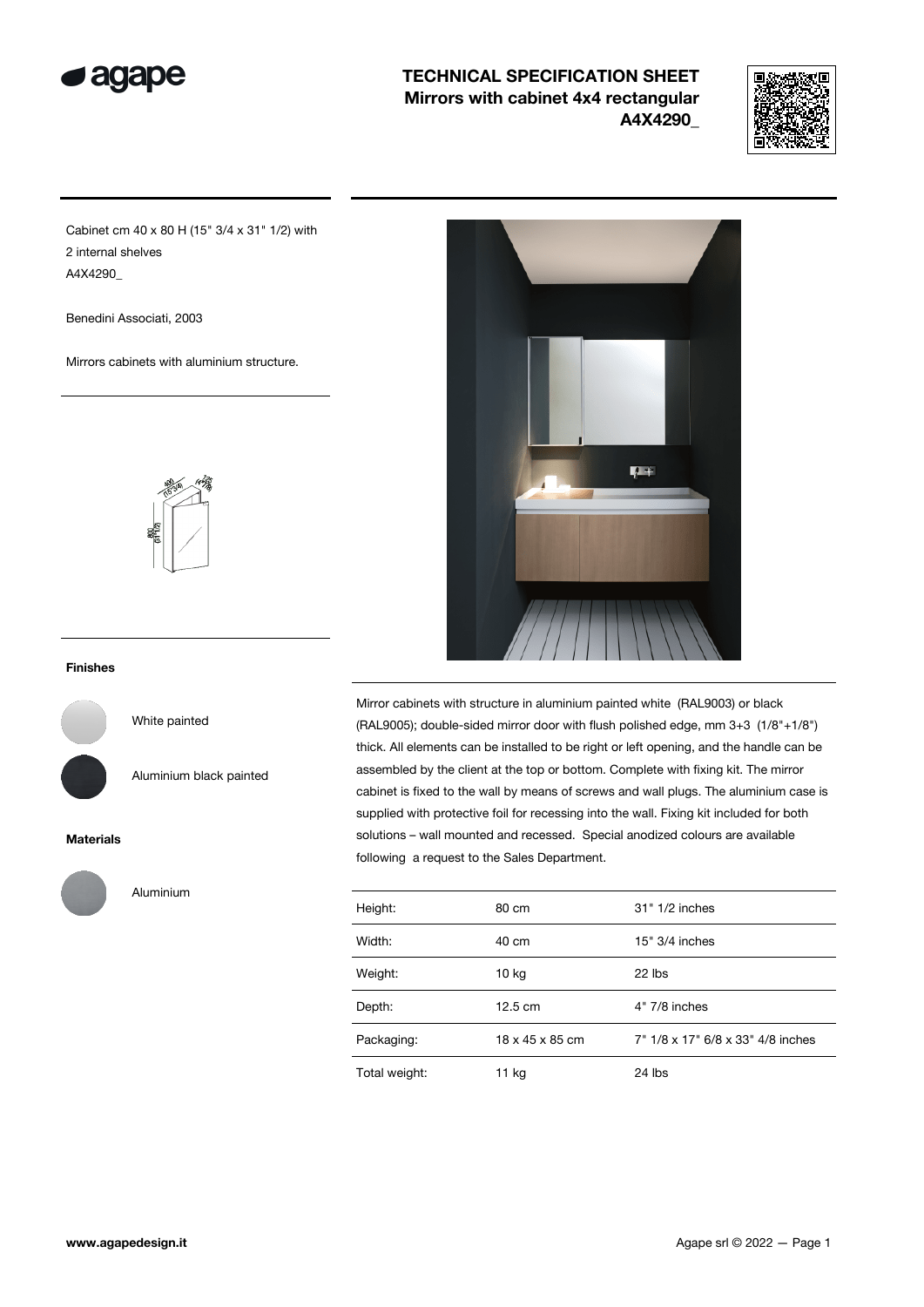# TECHNICAL SPECIFICATION SHEET
## Mirrors with cabinet 4x4 rectangular
## A4X4290_

Cabinet cm 40 x 80 H (15" 3/4 x 31" 1/2) with 2 internal shelves
A4X4290_

Benedini Associati, 2003

Mirrors cabinets with aluminium structure.

### Finishes

White painted

Aluminium black painted

### Materials

Aluminium

Mirror cabinets with structure in aluminium painted white (RAL9003) or black (RAL9005); double-sided mirror door with flush polished edge, mm 3+3 (1/8"+1/8") thick. All elements can be installed to be right or left opening, and the handle can be assembled by the client at the top or bottom. Complete with fixing kit. The mirror cabinet is fixed to the wall by means of screws and wall plugs. The aluminium case is supplied with protective foil for recessing into the wall. Fixing kit included for both solutions – wall mounted and recessed. Special anodized colours are available following a request to the Sales Department.

| | | |
|---|---|---|
| Height: | 80 cm | 31" 1/2 inches |
| Width: | 40 cm | 15" 3/4 inches |
| Weight: | 10 kg | 22 lbs |
| Depth: | 12.5 cm | 4" 7/8 inches |
| Packaging: | 18 x 45 x 85 cm | 7" 1/8 x 17" 6/8 x 33" 4/8 inches |
| Total weight: | 11 kg | 24 lbs |

www.agapedesign.it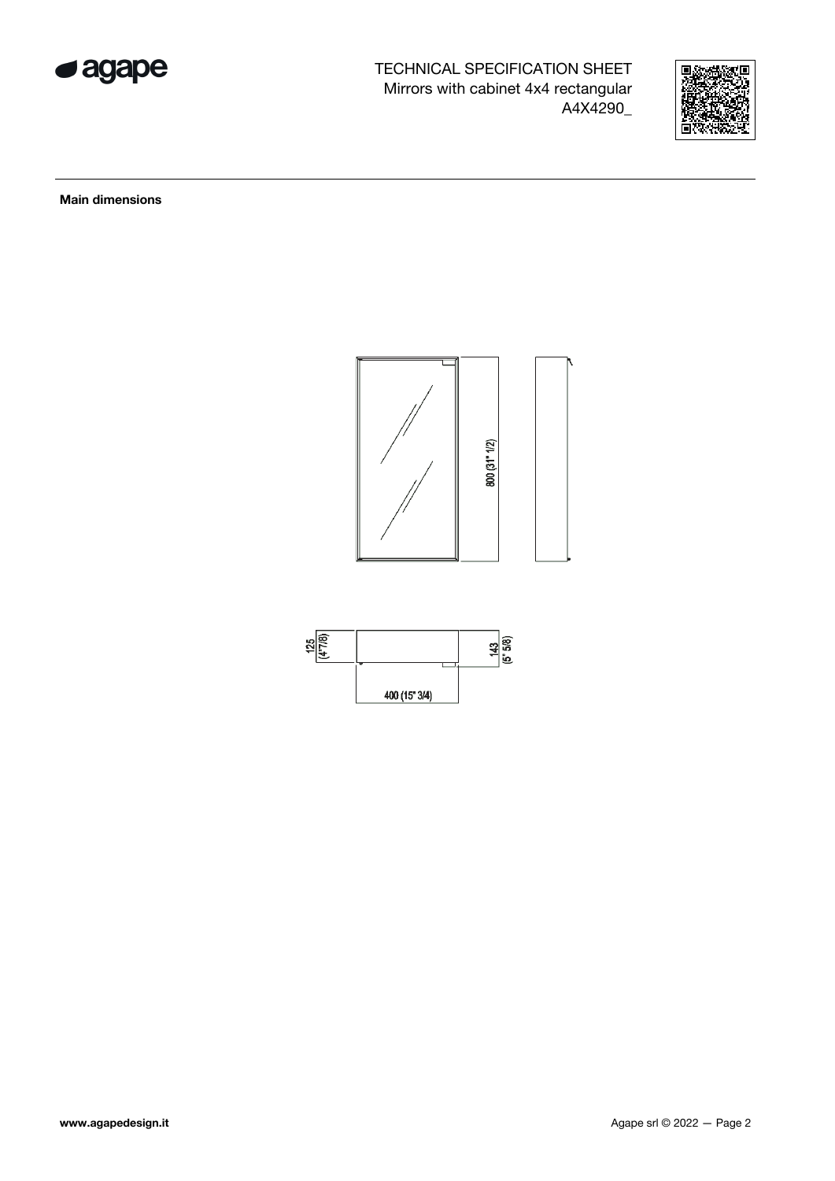TECHNICAL SPECIFICATION SHEET
Mirrors with cabinet 4x4 rectangular
A4X4290_

**Main dimensions**

800 (31" 1/2)

125 (4"7/8)

143 (5" 5/8)

400 (15" 3/4)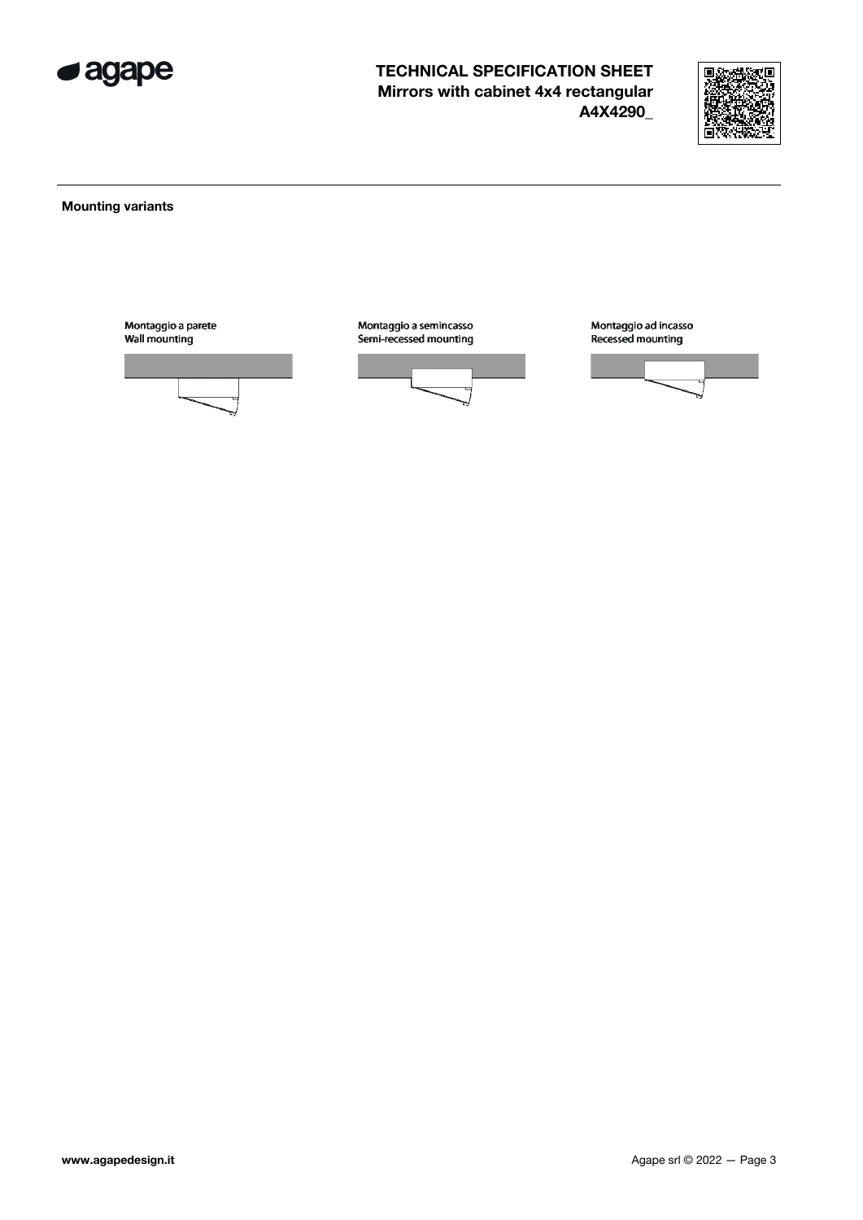# TECHNICAL SPECIFICATION SHEET

## Mirrors with cabinet 4x4 rectangular

**A4X4290_**

### Mounting variants

Montaggio a parete
Wall mounting

Montaggio a semincasso
Semi-recessed mounting

Montaggio ad incasso
Recessed mounting

**www.agapedesign.it**

Agape srl © 2022